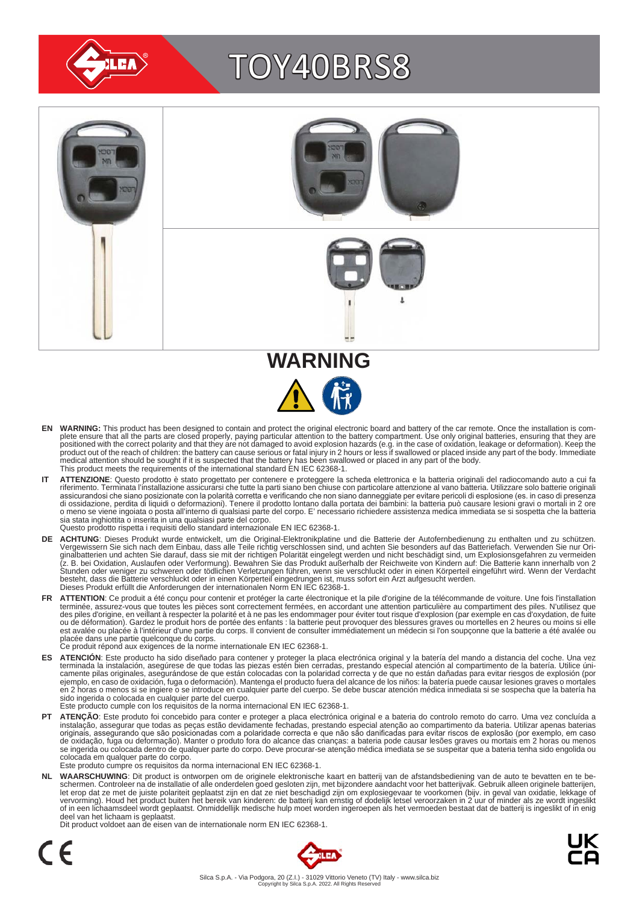# TOY40BRS8

## WARNING

**EN** **WARNING:** This product has been designed to contain and protect the original electronic board and battery of the car remote. Once the installation is complete ensure that all the parts are closed properly, paying particular attention to the battery compartment. Use only original batteries, ensuring that they are positioned with the correct polarity and that they are not damaged to avoid explosion hazards (e.g. in the case of oxidation, leakage or deformation). Keep the product out of the reach of children: the battery can cause serious or fatal injury in 2 hours or less if swallowed or placed inside any part of the body. Immediate medical attention should be sought if it is suspected that the battery has been swallowed or placed in any part of the body.
This product meets the requirements of the international standard EN IEC 62368-1.

**IT** **ATTENZIONE**: Questo prodotto è stato progettato per contenere e proteggere la scheda elettronica e la batteria originali del radiocomando auto a cui fa riferimento. Terminata l'installazione assicurarsi che tutte la parti siano ben chiuse con particolare attenzione al vano batteria. Utilizzare solo batterie originali assicurandosi che siano posizionate con la polarità corretta e verificando che non siano danneggiate per evitare pericoli di esplosione (es. in caso di presenza di ossidazione, perdita di liquidi o deformazioni). Tenere il prodotto lontano dalla portata dei bambini: la batteria può causare lesioni gravi o mortali in 2 ore o meno se viene ingoiata o posta all'interno di qualsiasi parte del corpo. E' necessario richiedere assistenza medica immediata se si sospetta che la batteria sia stata inghiottita o inserita in una qualsiasi parte del corpo.
Questo prodotto rispetta i requisiti dello standard internazionale EN IEC 62368-1.

**DE** **ACHTUNG**: Dieses Produkt wurde entwickelt, um die Original-Elektronikplatine und die Batterie der Autofernbedienung zu enthalten und zu schützen. Vergewissern Sie sich nach dem Einbau, dass alle Teile richtig verschlossen sind, und achten Sie besonders auf das Batteriefach. Verwenden Sie nur Originalbatterien und achten Sie darauf, dass sie mit der richtigen Polarität eingelegt werden und nicht beschädigt sind, um Explosionsgefahren zu vermeiden (z. B. bei Oxidation, Auslaufen oder Verformung). Bewahren Sie das Produkt außerhalb der Reichweite von Kindern auf: Die Batterie kann innerhalb von 2 Stunden oder weniger zu schweren oder tödlichen Verletzungen führen, wenn sie verschluckt oder in einen Körperteil eingeführt wird. Wenn der Verdacht besteht, dass die Batterie verschluckt oder in einen Körperteil eingedrungen ist, muss sofort ein Arzt aufgesucht werden.
Dieses Produkt erfüllt die Anforderungen der internationalen Norm EN IEC 62368-1.

**FR** **ATTENTION**: Ce produit a été conçu pour contenir et protéger la carte électronique et la pile d'origine de la télécommande de voiture. Une fois l'installation terminée, assurez-vous que toutes les pièces sont correctement fermées, en accordant une attention particulière au compartiment des piles. N'utilisez que des piles d'origine, en veillant à respecter la polarité et à ne pas les endommager pour éviter tout risque d'explosion (par exemple en cas d'oxydation, de fuite ou de déformation). Gardez le produit hors de portée des enfants : la batterie peut provoquer des blessures graves ou mortelles en 2 heures ou moins si elle est avalée ou placée à l'intérieur d'une partie du corps. Il convient de consulter immédiatement un médecin si l'on soupçonne que la batterie a été avalée ou placée dans une partie quelconque du corps.
Ce produit répond aux exigences de la norme internationale EN IEC 62368-1.

**ES** **ATENCIÓN**: Este producto ha sido diseñado para contener y proteger la placa electrónica original y la batería del mando a distancia del coche. Una vez terminada la instalación, asegúrese de que todas las piezas estén bien cerradas, prestando especial atención al compartimento de la batería. Utilice únicamente pilas originales, asegurándose de que están colocadas con la polaridad correcta y de que no están dañadas para evitar riesgos de explosión (por ejemplo, en caso de oxidación, fuga o deformación). Mantenga el producto fuera del alcance de los niños: la batería puede causar lesiones graves o mortales en 2 horas o menos si se ingiere o se introduce en cualquier parte del cuerpo. Se debe buscar atención médica inmediata si se sospecha que la batería ha sido ingerida o colocada en cualquier parte del cuerpo.
Este producto cumple con los requisitos de la norma internacional EN IEC 62368-1.

**PT** **ATENÇÃO**: Este produto foi concebido para conter e proteger a placa electrónica original e a bateria do controlo remoto do carro. Uma vez concluída a instalação, assegurar que todas as peças estão devidamente fechadas, prestando especial atenção ao compartimento da bateria. Utilizar apenas baterias originais, assegurando que são posicionadas com a polaridade correcta e que não são danificadas para evitar riscos de explosão (por exemplo, em caso de oxidação, fuga ou deformação). Manter o produto fora do alcance das crianças: a bateria pode causar lesões graves ou mortais em 2 horas ou menos se ingerida ou colocada dentro de qualquer parte do corpo. Deve procurar-se atenção médica imediata se se suspeitar que a bateria tenha sido engolida ou colocada em qualquer parte do corpo.
Este produto cumpre os requisitos da norma internacional EN IEC 62368-1.

**NL** **WAARSCHUWING**: Dit product is ontworpen om de originele elektronische kaart en batterij van de afstandsbediening van de auto te bevatten en te beschermen. Controleer na de installatie of alle onderdelen goed gesloten zijn, met bijzondere aandacht voor het batterijvak. Gebruik alleen originele batterijen, let erop dat ze met de juiste polariteit geplaatst zijn en dat ze niet beschadigd zijn om explosiegevaar te voorkomen (bijv. in geval van oxidatie, lekkage of vervorming). Houd het product buiten het bereik van kinderen: de batterij kan ernstig of dodelijk letsel veroorzaken in 2 uur of minder als ze wordt ingeslikt of in een lichaamsdeel wordt geplaatst. Onmiddellijk medische hulp moet worden ingeroepen als het vermoeden bestaat dat de batterij is ingeslikt of in enig deel van het lichaam is geplaatst.
Dit product voldoet aan de eisen van de internationale norm EN IEC 62368-1.

Silca S.p.A. - Via Podgora, 20 (Z.I.) - 31029 Vittorio Veneto (TV) Italy - www.silca.biz
Copyright by Silca S.p.A. 2022. All Rights Reserved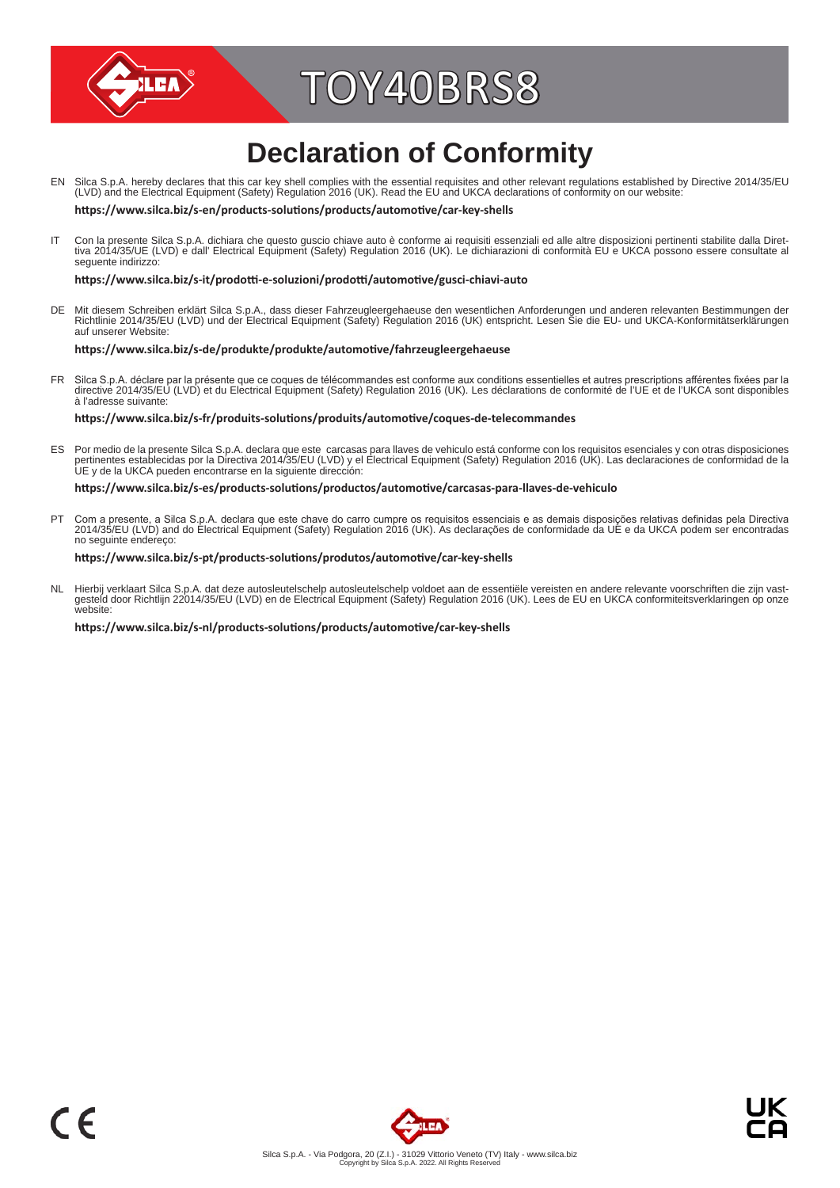# TOY40BRS8

## Declaration of Conformity

EN Silca S.p.A. hereby declares that this car key shell complies with the essential requisites and other relevant regulations established by Directive 2014/35/EU (LVD) and the Electrical Equipment (Safety) Regulation 2016 (UK). Read the EU and UKCA declarations of conformity on our website:

**https://www.silca.biz/s-en/products-solutions/products/automotive/car-key-shells**

IT Con la presente Silca S.p.A. dichiara che questo guscio chiave auto è conforme ai requisiti essenziali ed alle altre disposizioni pertinenti stabilite dalla Direttiva 2014/35/UE (LVD) e dall' Electrical Equipment (Safety) Regulation 2016 (UK). Le dichiarazioni di conformità EU e UKCA possono essere consultate al seguente indirizzo:

**https://www.silca.biz/s-it/prodotti-e-soluzioni/prodotti/automotive/gusci-chiavi-auto**

DE Mit diesem Schreiben erklärt Silca S.p.A., dass dieser Fahrzeugleergehaeuse den wesentlichen Anforderungen und anderen relevanten Bestimmungen der Richtlinie 2014/35/EU (LVD) und der Electrical Equipment (Safety) Regulation 2016 (UK) entspricht. Lesen Sie die EU- und UKCA-Konformitätserklärungen auf unserer Website:

**https://www.silca.biz/s-de/produkte/produkte/automotive/fahrzeugleergehaeuse**

FR Silca S.p.A. déclare par la présente que ce coques de télécommandes est conforme aux conditions essentielles et autres prescriptions afférentes fixées par la directive 2014/35/EU (LVD) et du Electrical Equipment (Safety) Regulation 2016 (UK). Les déclarations de conformité de l'UE et de l'UKCA sont disponibles à l'adresse suivante:

**https://www.silca.biz/s-fr/produits-solutions/produits/automotive/coques-de-telecommandes**

ES Por medio de la presente Silca S.p.A. declara que este carcasas para llaves de vehiculo está conforme con los requisitos esenciales y con otras disposiciones pertinentes establecidas por la Directiva 2014/35/EU (LVD) y el Electrical Equipment (Safety) Regulation 2016 (UK). Las declaraciones de conformidad de la UE y de la UKCA pueden encontrarse en la siguiente dirección:

**https://www.silca.biz/s-es/products-solutions/productos/automotive/carcasas-para-llaves-de-vehiculo**

PT Com a presente, a Silca S.p.A. declara que este chave do carro cumpre os requisitos essenciais e as demais disposições relativas definidas pela Directiva 2014/35/EU (LVD) and do Electrical Equipment (Safety) Regulation 2016 (UK). As declarações de conformidade da UE e da UKCA podem ser encontradas no seguinte endereço:

**https://www.silca.biz/s-pt/products-solutions/produtos/automotive/car-key-shells**

NL Hierbij verklaart Silca S.p.A. dat deze autosleutelschelp autosleutelschelp voldoet aan de essentiële vereisten en andere relevante voorschriften die zijn vastgesteld door Richtlijn 22014/35/EU (LVD) en de Electrical Equipment (Safety) Regulation 2016 (UK). Lees de EU en UKCA conformiteitsverklaringen op onze website:

**https://www.silca.biz/s-nl/products-solutions/products/automotive/car-key-shells**

CE

UK CA

Silca S.p.A. - Via Podgora, 20 (Z.I.) - 31029 Vittorio Veneto (TV) Italy - www.silca.biz
Copyright by Silca S.p.A. 2022. All Rights Reserved